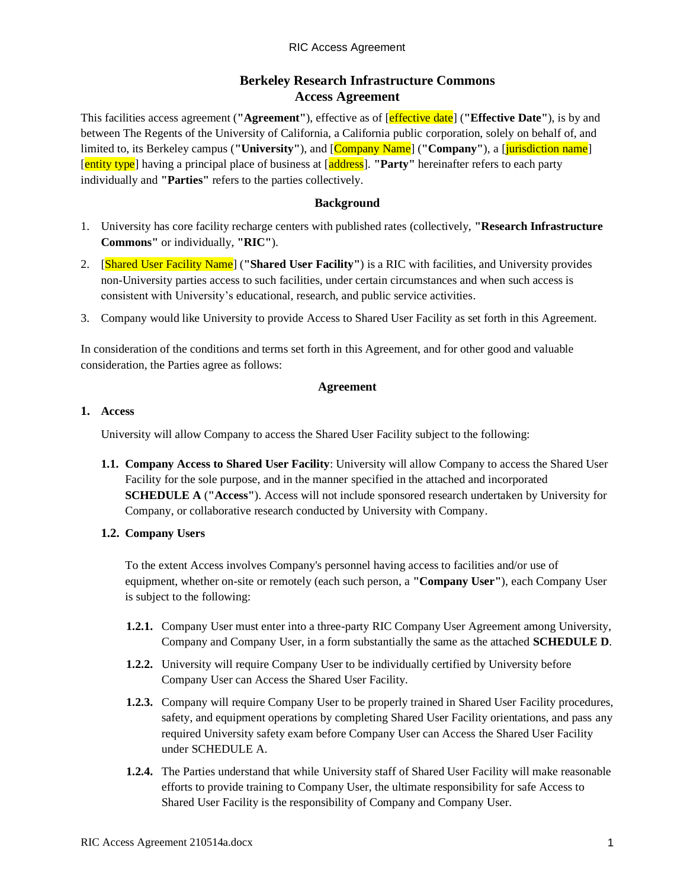# Berkeley Research Infrastructure Commons Access Agreement

This facilities access agreement (**"Agreement"**), effective as of [effective date] (**"Effective Date"**), is by and between The Regents of the University of California, a California public corporation, solely on behalf of, and limited to, its Berkeley campus (**"University"**), and [Company Name] (**"Company"**), a [jurisdiction name] [entity type] having a principal place of business at [address]. **"Party"** hereinafter refers to each party individually and **"Parties"** refers to the parties collectively.

## Background

1. University has core facility recharge centers with published rates (collectively, **"Research Infrastructure Commons"** or individually, **"RIC"**).
2. [Shared User Facility Name] (**"Shared User Facility"**) is a RIC with facilities, and University provides non-University parties access to such facilities, under certain circumstances and when such access is consistent with University's educational, research, and public service activities.
3. Company would like University to provide Access to Shared User Facility as set forth in this Agreement.

In consideration of the conditions and terms set forth in this Agreement, and for other good and valuable consideration, the Parties agree as follows:

## Agreement

**1. Access**

University will allow Company to access the Shared User Facility subject to the following:

**1.1. Company Access to Shared User Facility**: University will allow Company to access the Shared User Facility for the sole purpose, and in the manner specified in the attached and incorporated **SCHEDULE A** (**"Access"**). Access will not include sponsored research undertaken by University for Company, or collaborative research conducted by University with Company.

**1.2. Company Users**

To the extent Access involves Company's personnel having access to facilities and/or use of equipment, whether on-site or remotely (each such person, a **"Company User"**), each Company User is subject to the following:

**1.2.1.** Company User must enter into a three-party RIC Company User Agreement among University, Company and Company User, in a form substantially the same as the attached **SCHEDULE D**.

**1.2.2.** University will require Company User to be individually certified by University before Company User can Access the Shared User Facility.

**1.2.3.** Company will require Company User to be properly trained in Shared User Facility procedures, safety, and equipment operations by completing Shared User Facility orientations, and pass any required University safety exam before Company User can Access the Shared User Facility under SCHEDULE A.

**1.2.4.** The Parties understand that while University staff of Shared User Facility will make reasonable efforts to provide training to Company User, the ultimate responsibility for safe Access to Shared User Facility is the responsibility of Company and Company User.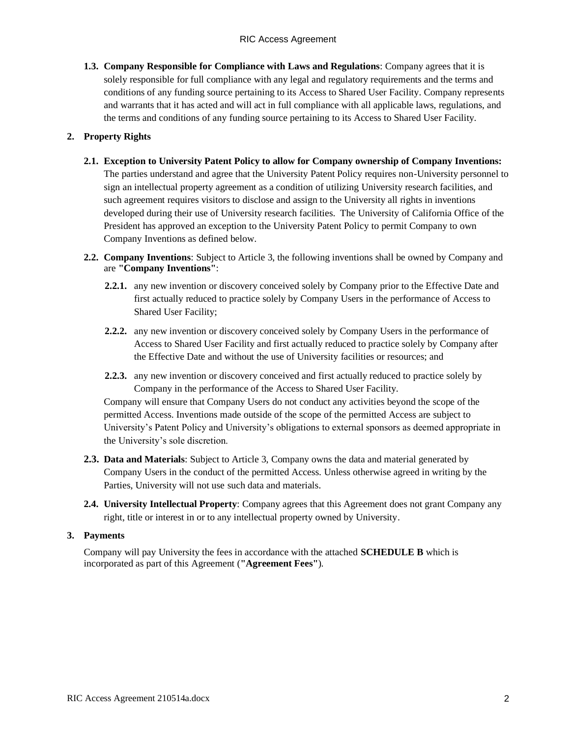**1.3. Company Responsible for Compliance with Laws and Regulations**: Company agrees that it is solely responsible for full compliance with any legal and regulatory requirements and the terms and conditions of any funding source pertaining to its Access to Shared User Facility. Company represents and warrants that it has acted and will act in full compliance with all applicable laws, regulations, and the terms and conditions of any funding source pertaining to its Access to Shared User Facility.

## 2. Property Rights

**2.1. Exception to University Patent Policy to allow for Company ownership of Company Inventions:** The parties understand and agree that the University Patent Policy requires non-University personnel to sign an intellectual property agreement as a condition of utilizing University research facilities, and such agreement requires visitors to disclose and assign to the University all rights in inventions developed during their use of University research facilities. The University of California Office of the President has approved an exception to the University Patent Policy to permit Company to own Company Inventions as defined below.

**2.2. Company Inventions**: Subject to Article 3, the following inventions shall be owned by Company and are **"Company Inventions"**:

**2.2.1.** any new invention or discovery conceived solely by Company prior to the Effective Date and first actually reduced to practice solely by Company Users in the performance of Access to Shared User Facility;

**2.2.2.** any new invention or discovery conceived solely by Company Users in the performance of Access to Shared User Facility and first actually reduced to practice solely by Company after the Effective Date and without the use of University facilities or resources; and

**2.2.3.** any new invention or discovery conceived and first actually reduced to practice solely by Company in the performance of the Access to Shared User Facility.

Company will ensure that Company Users do not conduct any activities beyond the scope of the permitted Access. Inventions made outside of the scope of the permitted Access are subject to University's Patent Policy and University's obligations to external sponsors as deemed appropriate in the University's sole discretion.

**2.3. Data and Materials**: Subject to Article 3, Company owns the data and material generated by Company Users in the conduct of the permitted Access. Unless otherwise agreed in writing by the Parties, University will not use such data and materials.

**2.4. University Intellectual Property**: Company agrees that this Agreement does not grant Company any right, title or interest in or to any intellectual property owned by University.

## 3. Payments

Company will pay University the fees in accordance with the attached **SCHEDULE B** which is incorporated as part of this Agreement (**"Agreement Fees"**).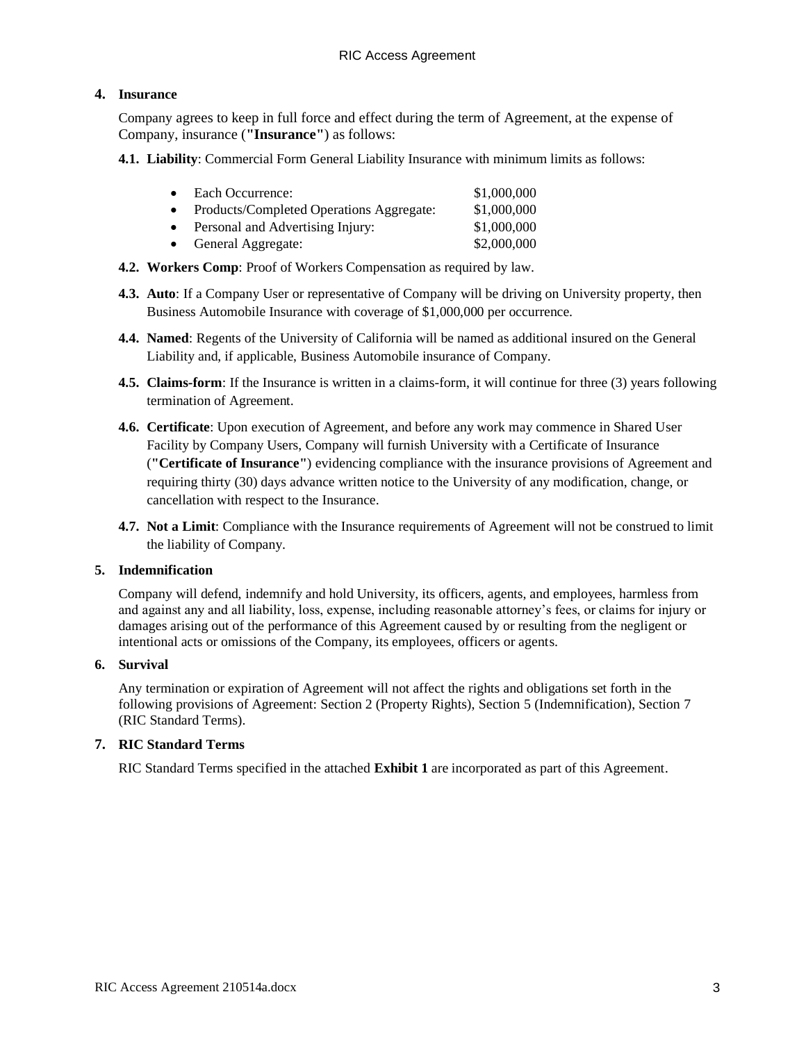## 4. Insurance

Company agrees to keep in full force and effect during the term of Agreement, at the expense of Company, insurance (**"Insurance"**) as follows:

**4.1. Liability**: Commercial Form General Liability Insurance with minimum limits as follows:

- Each Occurrence: $1,000,000
- Products/Completed Operations Aggregate: $1,000,000
- Personal and Advertising Injury: $1,000,000
- General Aggregate: $2,000,000

**4.2. Workers Comp**: Proof of Workers Compensation as required by law.

**4.3. Auto**: If a Company User or representative of Company will be driving on University property, then Business Automobile Insurance with coverage of $1,000,000 per occurrence.

**4.4. Named**: Regents of the University of California will be named as additional insured on the General Liability and, if applicable, Business Automobile insurance of Company.

**4.5. Claims-form**: If the Insurance is written in a claims-form, it will continue for three (3) years following termination of Agreement.

**4.6. Certificate**: Upon execution of Agreement, and before any work may commence in Shared User Facility by Company Users, Company will furnish University with a Certificate of Insurance (**"Certificate of Insurance"**) evidencing compliance with the insurance provisions of Agreement and requiring thirty (30) days advance written notice to the University of any modification, change, or cancellation with respect to the Insurance.

**4.7. Not a Limit**: Compliance with the Insurance requirements of Agreement will not be construed to limit the liability of Company.

## 5. Indemnification

Company will defend, indemnify and hold University, its officers, agents, and employees, harmless from and against any and all liability, loss, expense, including reasonable attorney's fees, or claims for injury or damages arising out of the performance of this Agreement caused by or resulting from the negligent or intentional acts or omissions of the Company, its employees, officers or agents.

## 6. Survival

Any termination or expiration of Agreement will not affect the rights and obligations set forth in the following provisions of Agreement: Section 2 (Property Rights), Section 5 (Indemnification), Section 7 (RIC Standard Terms).

## 7. RIC Standard Terms

RIC Standard Terms specified in the attached **Exhibit 1** are incorporated as part of this Agreement.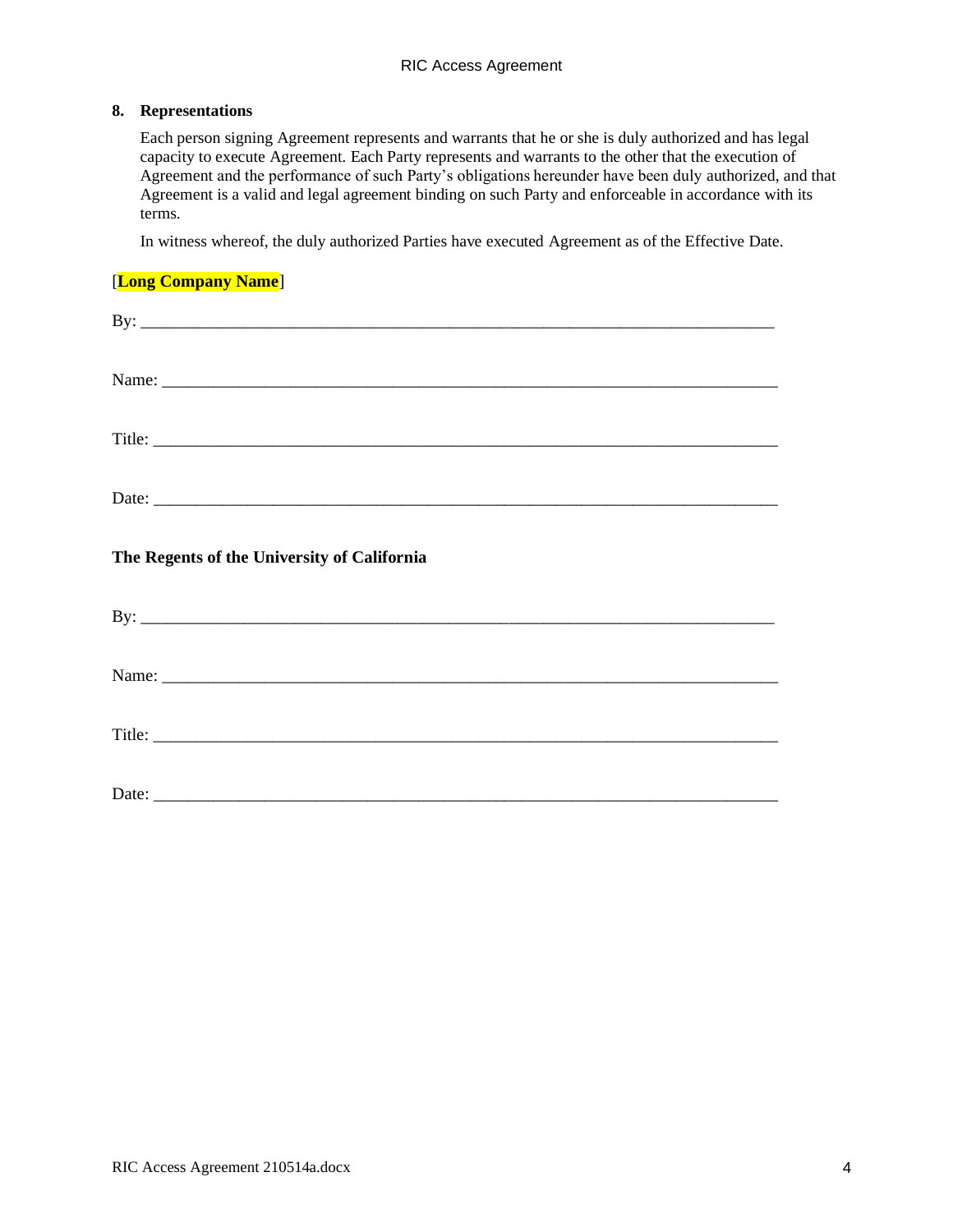**8. Representations**

Each person signing Agreement represents and warrants that he or she is duly authorized and has legal capacity to execute Agreement. Each Party represents and warrants to the other that the execution of Agreement and the performance of such Party's obligations hereunder have been duly authorized, and that Agreement is a valid and legal agreement binding on such Party and enforceable in accordance with its terms.

In witness whereof, the duly authorized Parties have executed Agreement as of the Effective Date.

[**Long Company Name**]

By: ___________________________________________________________________________

Name: _________________________________________________________________________

Title: __________________________________________________________________________

Date: __________________________________________________________________________

**The Regents of the University of California**

By: ___________________________________________________________________________

Name: _________________________________________________________________________

Title: __________________________________________________________________________

Date: __________________________________________________________________________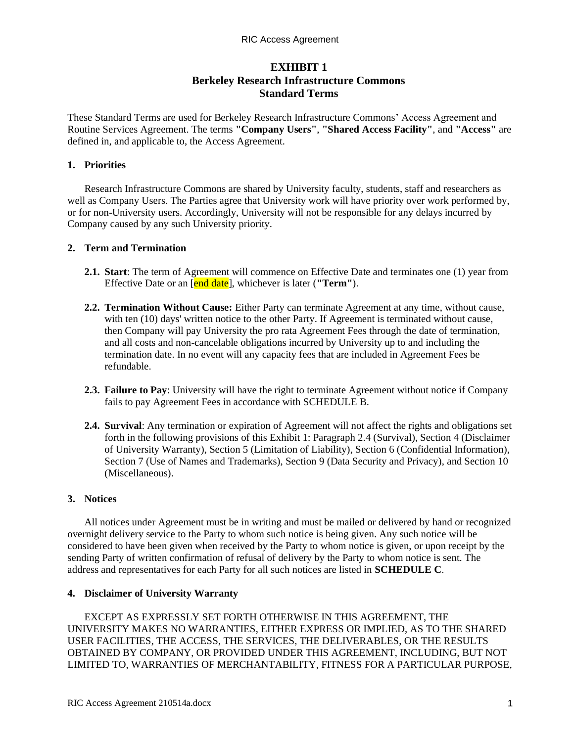# EXHIBIT 1
# Berkeley Research Infrastructure Commons
# Standard Terms

These Standard Terms are used for Berkeley Research Infrastructure Commons' Access Agreement and Routine Services Agreement. The terms **"Company Users"**, **"Shared Access Facility"**, and **"Access"** are defined in, and applicable to, the Access Agreement.

## 1. Priorities

Research Infrastructure Commons are shared by University faculty, students, staff and researchers as well as Company Users. The Parties agree that University work will have priority over work performed by, or for non-University users. Accordingly, University will not be responsible for any delays incurred by Company caused by any such University priority.

## 2. Term and Termination

**2.1. Start**: The term of Agreement will commence on Effective Date and terminates one (1) year from Effective Date or an [end date], whichever is later (**"Term"**).

**2.2. Termination Without Cause:** Either Party can terminate Agreement at any time, without cause, with ten (10) days' written notice to the other Party. If Agreement is terminated without cause, then Company will pay University the pro rata Agreement Fees through the date of termination, and all costs and non-cancelable obligations incurred by University up to and including the termination date. In no event will any capacity fees that are included in Agreement Fees be refundable.

**2.3. Failure to Pay**: University will have the right to terminate Agreement without notice if Company fails to pay Agreement Fees in accordance with SCHEDULE B.

**2.4. Survival**: Any termination or expiration of Agreement will not affect the rights and obligations set forth in the following provisions of this Exhibit 1: Paragraph 2.4 (Survival), Section 4 (Disclaimer of University Warranty), Section 5 (Limitation of Liability), Section 6 (Confidential Information), Section 7 (Use of Names and Trademarks), Section 9 (Data Security and Privacy), and Section 10 (Miscellaneous).

## 3. Notices

All notices under Agreement must be in writing and must be mailed or delivered by hand or recognized overnight delivery service to the Party to whom such notice is being given. Any such notice will be considered to have been given when received by the Party to whom notice is given, or upon receipt by the sending Party of written confirmation of refusal of delivery by the Party to whom notice is sent. The address and representatives for each Party for all such notices are listed in **SCHEDULE C**.

## 4. Disclaimer of University Warranty

EXCEPT AS EXPRESSLY SET FORTH OTHERWISE IN THIS AGREEMENT, THE UNIVERSITY MAKES NO WARRANTIES, EITHER EXPRESS OR IMPLIED, AS TO THE SHARED USER FACILITIES, THE ACCESS, THE SERVICES, THE DELIVERABLES, OR THE RESULTS OBTAINED BY COMPANY, OR PROVIDED UNDER THIS AGREEMENT, INCLUDING, BUT NOT LIMITED TO, WARRANTIES OF MERCHANTABILITY, FITNESS FOR A PARTICULAR PURPOSE,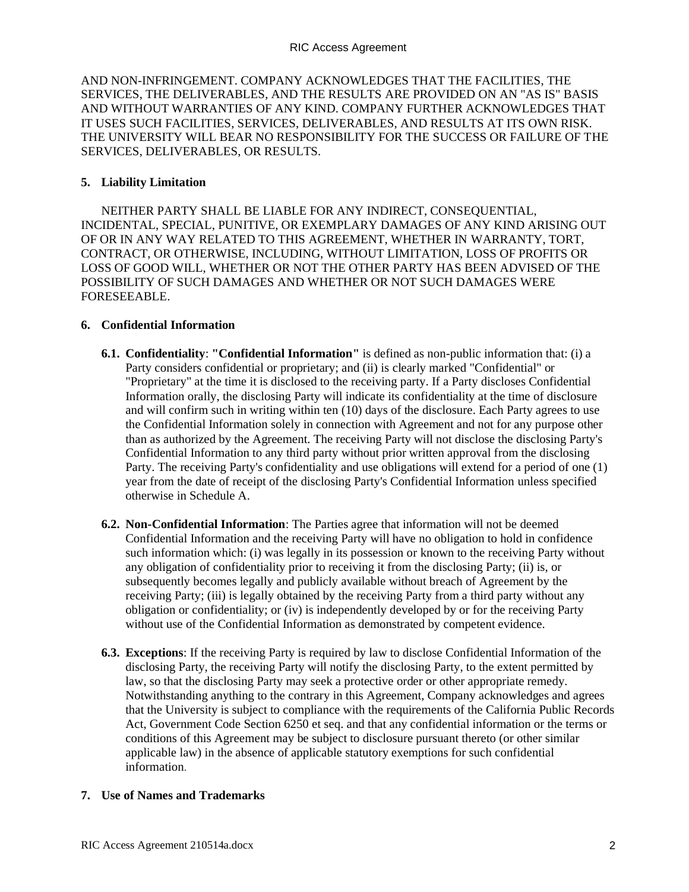AND NON-INFRINGEMENT. COMPANY ACKNOWLEDGES THAT THE FACILITIES, THE SERVICES, THE DELIVERABLES, AND THE RESULTS ARE PROVIDED ON AN "AS IS" BASIS AND WITHOUT WARRANTIES OF ANY KIND. COMPANY FURTHER ACKNOWLEDGES THAT IT USES SUCH FACILITIES, SERVICES, DELIVERABLES, AND RESULTS AT ITS OWN RISK. THE UNIVERSITY WILL BEAR NO RESPONSIBILITY FOR THE SUCCESS OR FAILURE OF THE SERVICES, DELIVERABLES, OR RESULTS.

**5. Liability Limitation**

NEITHER PARTY SHALL BE LIABLE FOR ANY INDIRECT, CONSEQUENTIAL, INCIDENTAL, SPECIAL, PUNITIVE, OR EXEMPLARY DAMAGES OF ANY KIND ARISING OUT OF OR IN ANY WAY RELATED TO THIS AGREEMENT, WHETHER IN WARRANTY, TORT, CONTRACT, OR OTHERWISE, INCLUDING, WITHOUT LIMITATION, LOSS OF PROFITS OR LOSS OF GOOD WILL, WHETHER OR NOT THE OTHER PARTY HAS BEEN ADVISED OF THE POSSIBILITY OF SUCH DAMAGES AND WHETHER OR NOT SUCH DAMAGES WERE FORESEEABLE.

**6. Confidential Information**

**6.1. Confidentiality**: **"Confidential Information"** is defined as non-public information that: (i) a Party considers confidential or proprietary; and (ii) is clearly marked "Confidential" or "Proprietary" at the time it is disclosed to the receiving party. If a Party discloses Confidential Information orally, the disclosing Party will indicate its confidentiality at the time of disclosure and will confirm such in writing within ten (10) days of the disclosure. Each Party agrees to use the Confidential Information solely in connection with Agreement and not for any purpose other than as authorized by the Agreement. The receiving Party will not disclose the disclosing Party's Confidential Information to any third party without prior written approval from the disclosing Party. The receiving Party's confidentiality and use obligations will extend for a period of one (1) year from the date of receipt of the disclosing Party's Confidential Information unless specified otherwise in Schedule A.

**6.2. Non-Confidential Information**: The Parties agree that information will not be deemed Confidential Information and the receiving Party will have no obligation to hold in confidence such information which: (i) was legally in its possession or known to the receiving Party without any obligation of confidentiality prior to receiving it from the disclosing Party; (ii) is, or subsequently becomes legally and publicly available without breach of Agreement by the receiving Party; (iii) is legally obtained by the receiving Party from a third party without any obligation or confidentiality; or (iv) is independently developed by or for the receiving Party without use of the Confidential Information as demonstrated by competent evidence.

**6.3. Exceptions**: If the receiving Party is required by law to disclose Confidential Information of the disclosing Party, the receiving Party will notify the disclosing Party, to the extent permitted by law, so that the disclosing Party may seek a protective order or other appropriate remedy. Notwithstanding anything to the contrary in this Agreement, Company acknowledges and agrees that the University is subject to compliance with the requirements of the California Public Records Act, Government Code Section 6250 et seq. and that any confidential information or the terms or conditions of this Agreement may be subject to disclosure pursuant thereto (or other similar applicable law) in the absence of applicable statutory exemptions for such confidential information.

**7. Use of Names and Trademarks**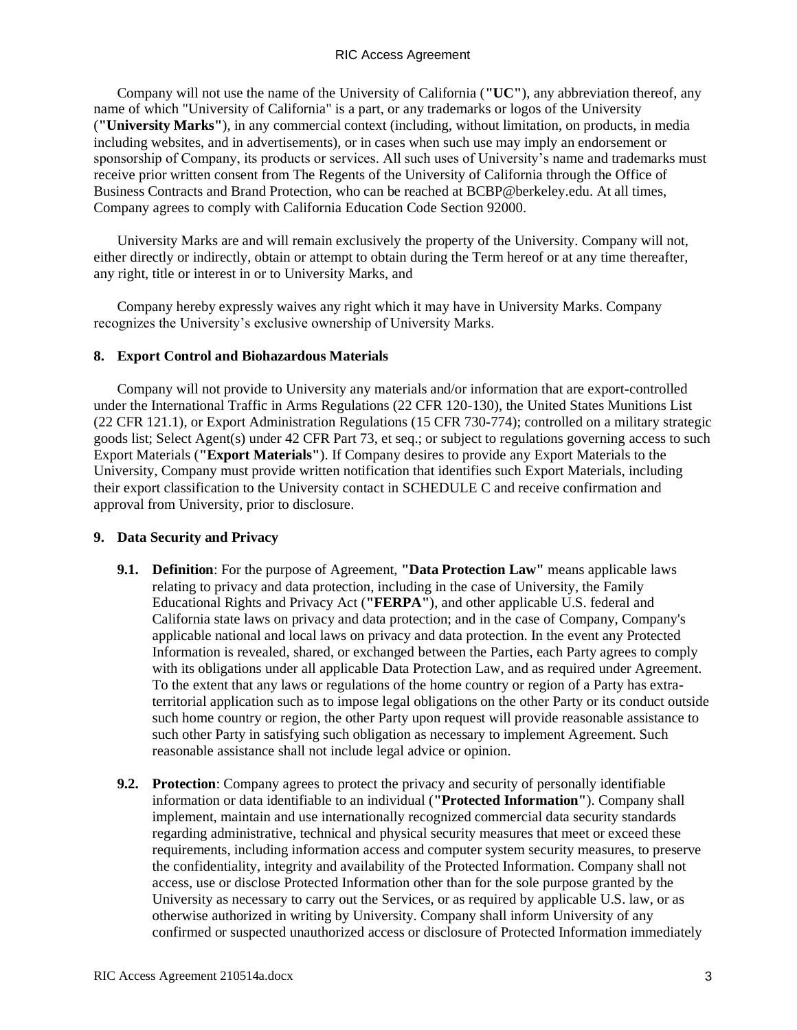Company will not use the name of the University of California (**"UC"**), any abbreviation thereof, any name of which "University of California" is a part, or any trademarks or logos of the University (**"University Marks"**), in any commercial context (including, without limitation, on products, in media including websites, and in advertisements), or in cases when such use may imply an endorsement or sponsorship of Company, its products or services. All such uses of University's name and trademarks must receive prior written consent from The Regents of the University of California through the Office of Business Contracts and Brand Protection, who can be reached at BCBP@berkeley.edu. At all times, Company agrees to comply with California Education Code Section 92000.

University Marks are and will remain exclusively the property of the University. Company will not, either directly or indirectly, obtain or attempt to obtain during the Term hereof or at any time thereafter, any right, title or interest in or to University Marks, and

Company hereby expressly waives any right which it may have in University Marks. Company recognizes the University's exclusive ownership of University Marks.

## 8. Export Control and Biohazardous Materials

Company will not provide to University any materials and/or information that are export-controlled under the International Traffic in Arms Regulations (22 CFR 120-130), the United States Munitions List (22 CFR 121.1), or Export Administration Regulations (15 CFR 730-774); controlled on a military strategic goods list; Select Agent(s) under 42 CFR Part 73, et seq.; or subject to regulations governing access to such Export Materials (**"Export Materials"**). If Company desires to provide any Export Materials to the University, Company must provide written notification that identifies such Export Materials, including their export classification to the University contact in SCHEDULE C and receive confirmation and approval from University, prior to disclosure.

## 9. Data Security and Privacy

**9.1. Definition**: For the purpose of Agreement, **"Data Protection Law"** means applicable laws relating to privacy and data protection, including in the case of University, the Family Educational Rights and Privacy Act (**"FERPA"**), and other applicable U.S. federal and California state laws on privacy and data protection; and in the case of Company, Company's applicable national and local laws on privacy and data protection. In the event any Protected Information is revealed, shared, or exchanged between the Parties, each Party agrees to comply with its obligations under all applicable Data Protection Law, and as required under Agreement. To the extent that any laws or regulations of the home country or region of a Party has extra-territorial application such as to impose legal obligations on the other Party or its conduct outside such home country or region, the other Party upon request will provide reasonable assistance to such other Party in satisfying such obligation as necessary to implement Agreement. Such reasonable assistance shall not include legal advice or opinion.

**9.2. Protection**: Company agrees to protect the privacy and security of personally identifiable information or data identifiable to an individual (**"Protected Information"**). Company shall implement, maintain and use internationally recognized commercial data security standards regarding administrative, technical and physical security measures that meet or exceed these requirements, including information access and computer system security measures, to preserve the confidentiality, integrity and availability of the Protected Information. Company shall not access, use or disclose Protected Information other than for the sole purpose granted by the University as necessary to carry out the Services, or as required by applicable U.S. law, or as otherwise authorized in writing by University. Company shall inform University of any confirmed or suspected unauthorized access or disclosure of Protected Information immediately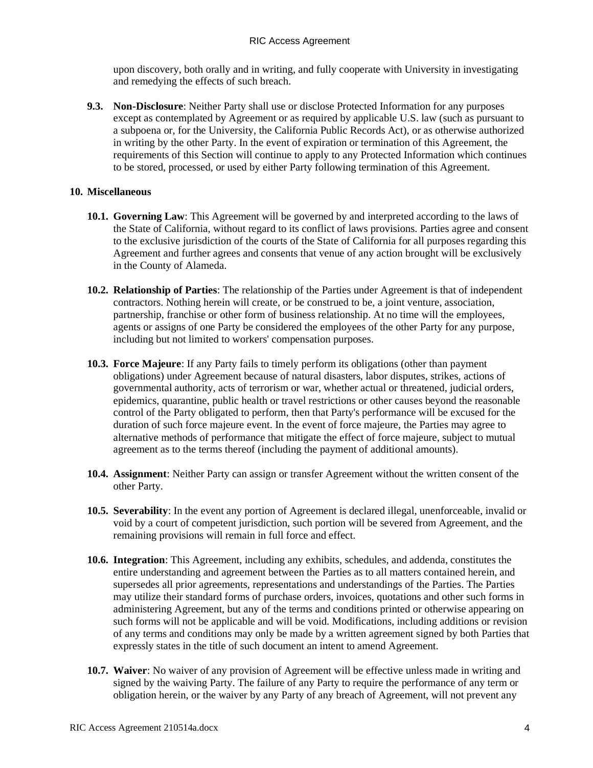upon discovery, both orally and in writing, and fully cooperate with University in investigating and remedying the effects of such breach.

**9.3. Non-Disclosure**: Neither Party shall use or disclose Protected Information for any purposes except as contemplated by Agreement or as required by applicable U.S. law (such as pursuant to a subpoena or, for the University, the California Public Records Act), or as otherwise authorized in writing by the other Party. In the event of expiration or termination of this Agreement, the requirements of this Section will continue to apply to any Protected Information which continues to be stored, processed, or used by either Party following termination of this Agreement.

**10. Miscellaneous**

**10.1. Governing Law**: This Agreement will be governed by and interpreted according to the laws of the State of California, without regard to its conflict of laws provisions. Parties agree and consent to the exclusive jurisdiction of the courts of the State of California for all purposes regarding this Agreement and further agrees and consents that venue of any action brought will be exclusively in the County of Alameda.

**10.2. Relationship of Parties**: The relationship of the Parties under Agreement is that of independent contractors. Nothing herein will create, or be construed to be, a joint venture, association, partnership, franchise or other form of business relationship. At no time will the employees, agents or assigns of one Party be considered the employees of the other Party for any purpose, including but not limited to workers' compensation purposes.

**10.3. Force Majeure**: If any Party fails to timely perform its obligations (other than payment obligations) under Agreement because of natural disasters, labor disputes, strikes, actions of governmental authority, acts of terrorism or war, whether actual or threatened, judicial orders, epidemics, quarantine, public health or travel restrictions or other causes beyond the reasonable control of the Party obligated to perform, then that Party's performance will be excused for the duration of such force majeure event. In the event of force majeure, the Parties may agree to alternative methods of performance that mitigate the effect of force majeure, subject to mutual agreement as to the terms thereof (including the payment of additional amounts).

**10.4. Assignment**: Neither Party can assign or transfer Agreement without the written consent of the other Party.

**10.5. Severability**: In the event any portion of Agreement is declared illegal, unenforceable, invalid or void by a court of competent jurisdiction, such portion will be severed from Agreement, and the remaining provisions will remain in full force and effect.

**10.6. Integration**: This Agreement, including any exhibits, schedules, and addenda, constitutes the entire understanding and agreement between the Parties as to all matters contained herein, and supersedes all prior agreements, representations and understandings of the Parties. The Parties may utilize their standard forms of purchase orders, invoices, quotations and other such forms in administering Agreement, but any of the terms and conditions printed or otherwise appearing on such forms will not be applicable and will be void. Modifications, including additions or revision of any terms and conditions may only be made by a written agreement signed by both Parties that expressly states in the title of such document an intent to amend Agreement.

**10.7. Waiver**: No waiver of any provision of Agreement will be effective unless made in writing and signed by the waiving Party. The failure of any Party to require the performance of any term or obligation herein, or the waiver by any Party of any breach of Agreement, will not prevent any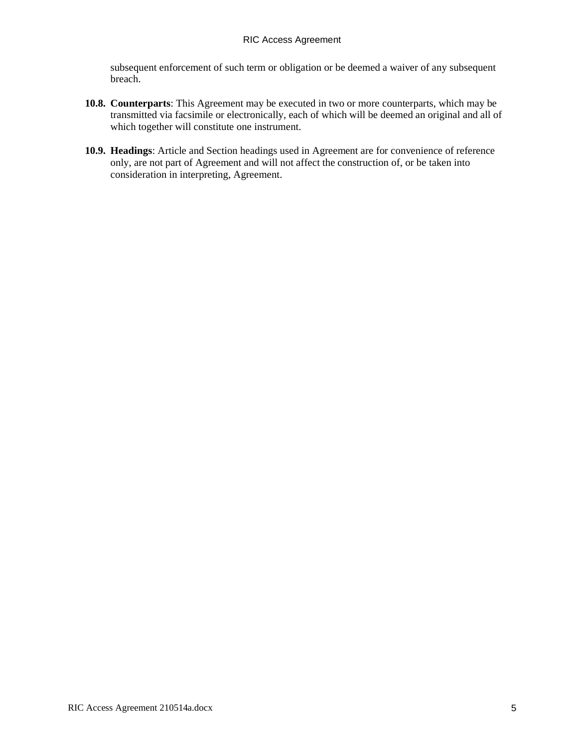subsequent enforcement of such term or obligation or be deemed a waiver of any subsequent breach.

**10.8. Counterparts**: This Agreement may be executed in two or more counterparts, which may be transmitted via facsimile or electronically, each of which will be deemed an original and all of which together will constitute one instrument.

**10.9. Headings**: Article and Section headings used in Agreement are for convenience of reference only, are not part of Agreement and will not affect the construction of, or be taken into consideration in interpreting, Agreement.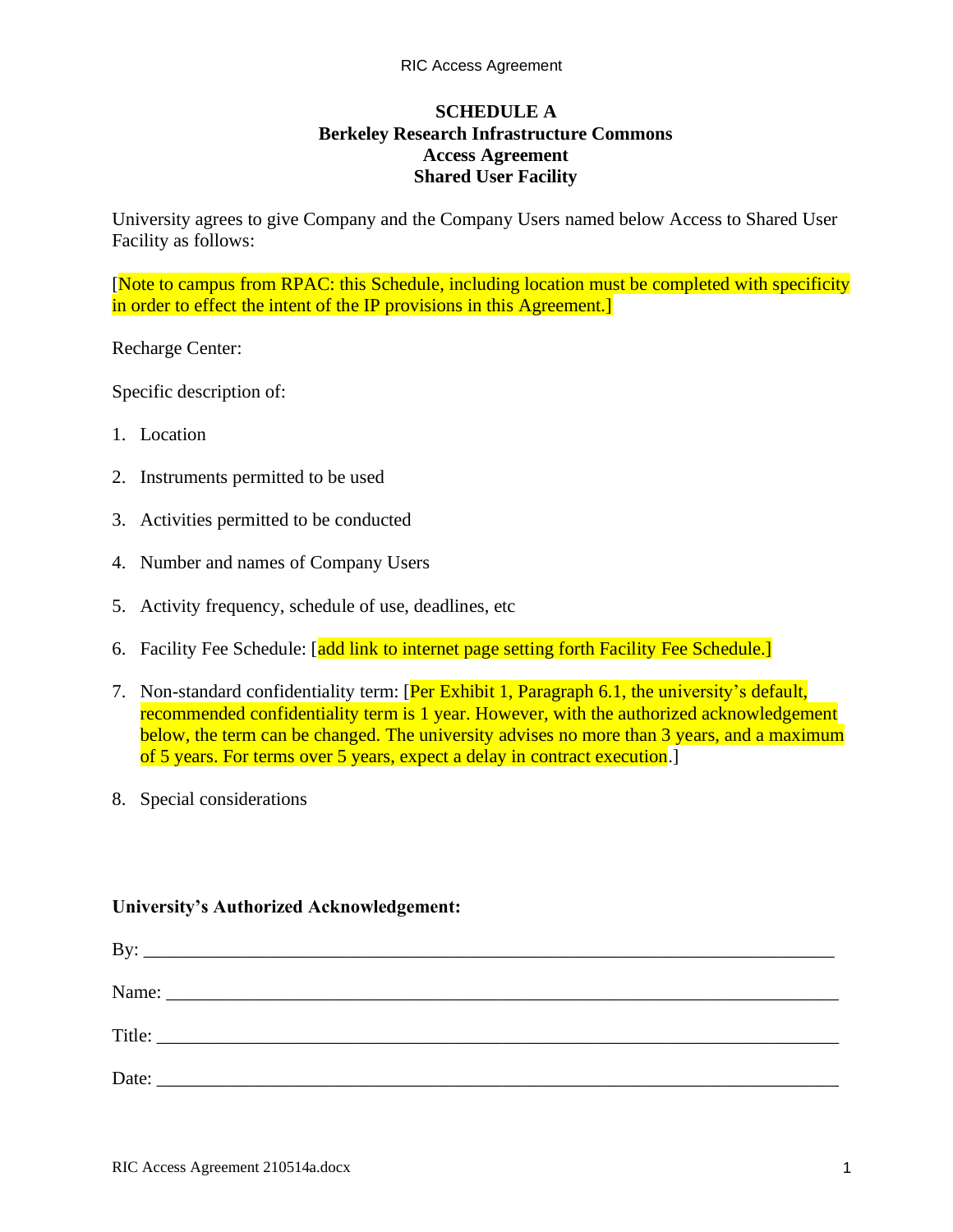# SCHEDULE A
## Berkeley Research Infrastructure Commons
## Access Agreement
## Shared User Facility

University agrees to give Company and the Company Users named below Access to Shared User Facility as follows:

[Note to campus from RPAC: this Schedule, including location must be completed with specificity in order to effect the intent of the IP provisions in this Agreement.]

Recharge Center:

Specific description of:

1. Location
2. Instruments permitted to be used
3. Activities permitted to be conducted
4. Number and names of Company Users
5. Activity frequency, schedule of use, deadlines, etc
6. Facility Fee Schedule: [add link to internet page setting forth Facility Fee Schedule.]
7. Non-standard confidentiality term: [Per Exhibit 1, Paragraph 6.1, the university's default, recommended confidentiality term is 1 year. However, with the authorized acknowledgement below, the term can be changed. The university advises no more than 3 years, and a maximum of 5 years. For terms over 5 years, expect a delay in contract execution.]
8. Special considerations

**University's Authorized Acknowledgement:**

By: ___________________________________________________________________________

Name: _________________________________________________________________________

Title: __________________________________________________________________________

Date: __________________________________________________________________________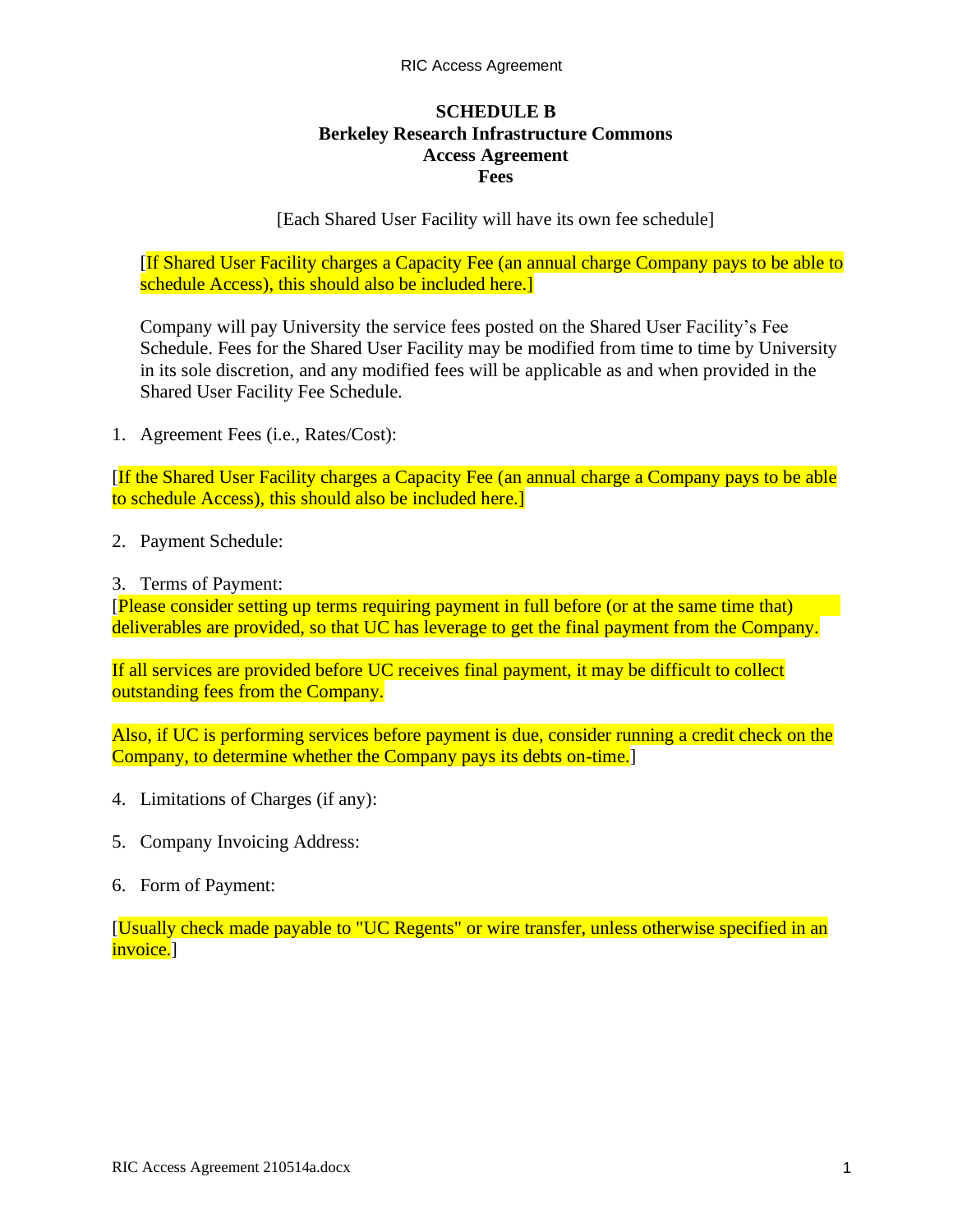**SCHEDULE B**
**Berkeley Research Infrastructure Commons**
**Access Agreement**
**Fees**

[Each Shared User Facility will have its own fee schedule]

[If Shared User Facility charges a Capacity Fee (an annual charge Company pays to be able to schedule Access), this should also be included here.]

Company will pay University the service fees posted on the Shared User Facility's Fee Schedule. Fees for the Shared User Facility may be modified from time to time by University in its sole discretion, and any modified fees will be applicable as and when provided in the Shared User Facility Fee Schedule.

1. Agreement Fees (i.e., Rates/Cost):

[If the Shared User Facility charges a Capacity Fee (an annual charge a Company pays to be able to schedule Access), this should also be included here.]

2. Payment Schedule:

3. Terms of Payment:

[Please consider setting up terms requiring payment in full before (or at the same time that) deliverables are provided, so that UC has leverage to get the final payment from the Company.

If all services are provided before UC receives final payment, it may be difficult to collect outstanding fees from the Company.

Also, if UC is performing services before payment is due, consider running a credit check on the Company, to determine whether the Company pays its debts on-time.]

4. Limitations of Charges (if any):

5. Company Invoicing Address:

6. Form of Payment:

[Usually check made payable to "UC Regents" or wire transfer, unless otherwise specified in an invoice.]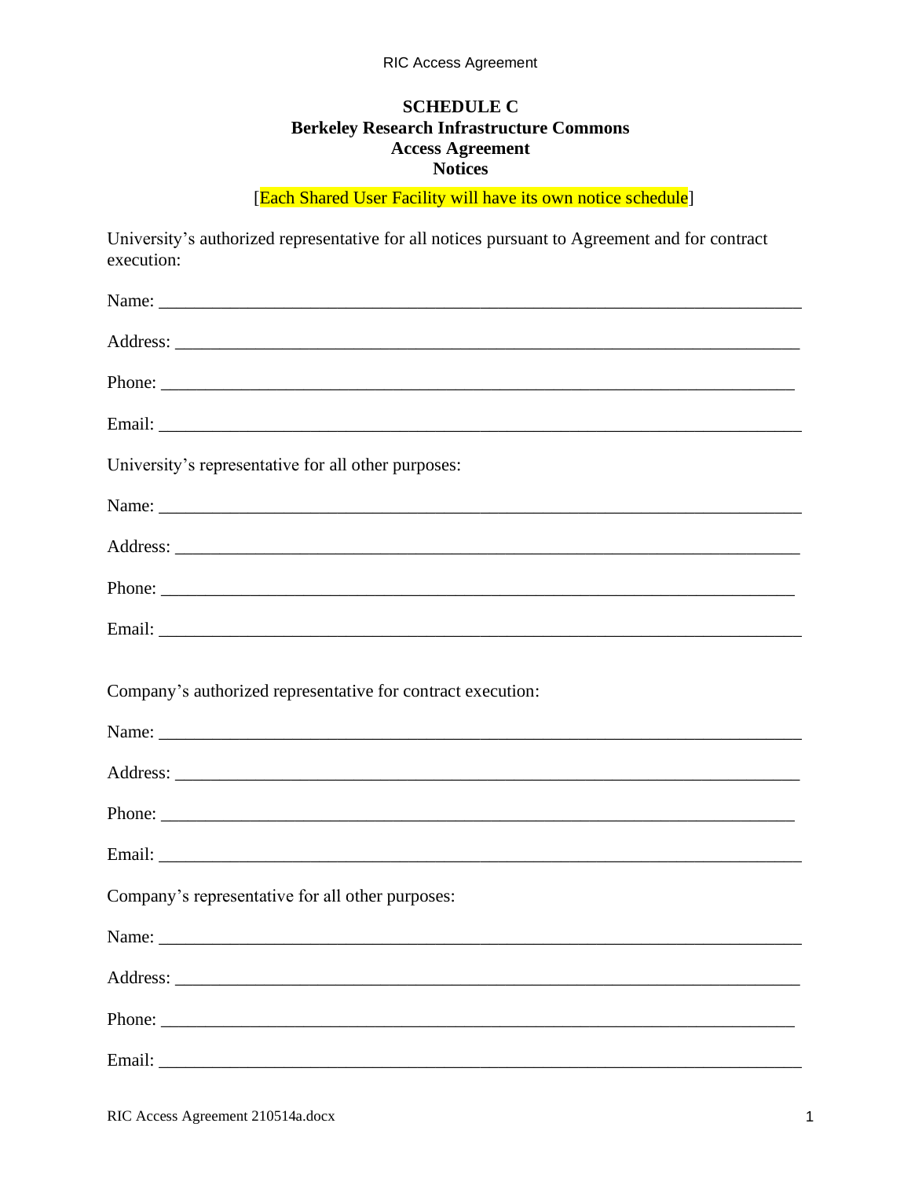**SCHEDULE C**
**Berkeley Research Infrastructure Commons**
**Access Agreement**
**Notices**

[Each Shared User Facility will have its own notice schedule]

University's authorized representative for all notices pursuant to Agreement and for contract execution:

Name: ___________________________________________________________________________

Address: _________________________________________________________________________

Phone: __________________________________________________________________________

Email: ___________________________________________________________________________

University's representative for all other purposes:

Name: ___________________________________________________________________________

Address: _________________________________________________________________________

Phone: __________________________________________________________________________

Email: ___________________________________________________________________________

Company's authorized representative for contract execution:

Name: ___________________________________________________________________________

Address: _________________________________________________________________________

Phone: __________________________________________________________________________

Email: ___________________________________________________________________________

Company's representative for all other purposes:

Name: ___________________________________________________________________________

Address: _________________________________________________________________________

Phone: __________________________________________________________________________

Email: ___________________________________________________________________________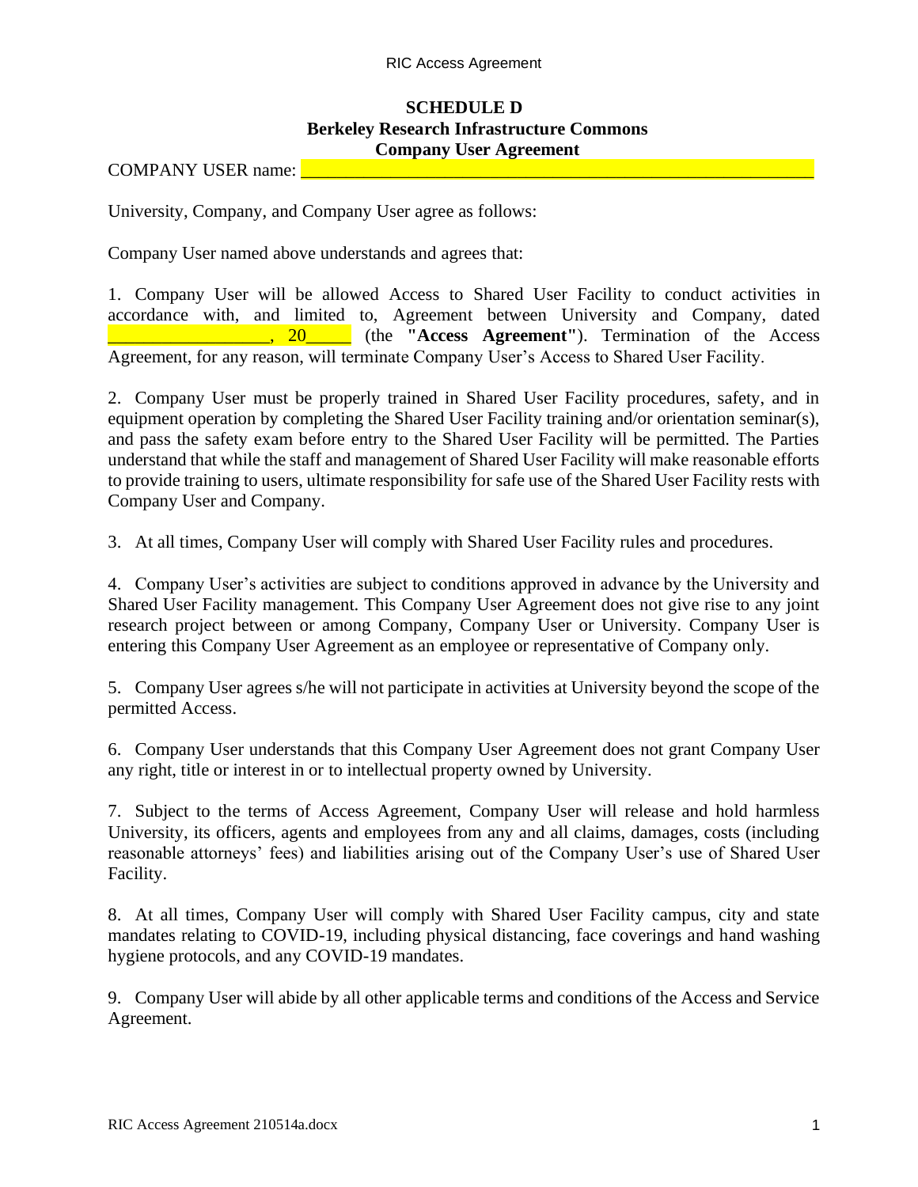**SCHEDULE D**
**Berkeley Research Infrastructure Commons**
**Company User Agreement**

COMPANY USER name: ____________________________________________________

University, Company, and Company User agree as follows:

Company User named above understands and agrees that:

1. Company User will be allowed Access to Shared User Facility to conduct activities in accordance with, and limited to, Agreement between University and Company, dated __________________, 20_____ (the **"Access Agreement"**). Termination of the Access Agreement, for any reason, will terminate Company User's Access to Shared User Facility.

2. Company User must be properly trained in Shared User Facility procedures, safety, and in equipment operation by completing the Shared User Facility training and/or orientation seminar(s), and pass the safety exam before entry to the Shared User Facility will be permitted. The Parties understand that while the staff and management of Shared User Facility will make reasonable efforts to provide training to users, ultimate responsibility for safe use of the Shared User Facility rests with Company User and Company.

3. At all times, Company User will comply with Shared User Facility rules and procedures.

4. Company User's activities are subject to conditions approved in advance by the University and Shared User Facility management. This Company User Agreement does not give rise to any joint research project between or among Company, Company User or University. Company User is entering this Company User Agreement as an employee or representative of Company only.

5. Company User agrees s/he will not participate in activities at University beyond the scope of the permitted Access.

6. Company User understands that this Company User Agreement does not grant Company User any right, title or interest in or to intellectual property owned by University.

7. Subject to the terms of Access Agreement, Company User will release and hold harmless University, its officers, agents and employees from any and all claims, damages, costs (including reasonable attorneys' fees) and liabilities arising out of the Company User's use of Shared User Facility.

8. At all times, Company User will comply with Shared User Facility campus, city and state mandates relating to COVID-19, including physical distancing, face coverings and hand washing hygiene protocols, and any COVID-19 mandates.

9. Company User will abide by all other applicable terms and conditions of the Access and Service Agreement.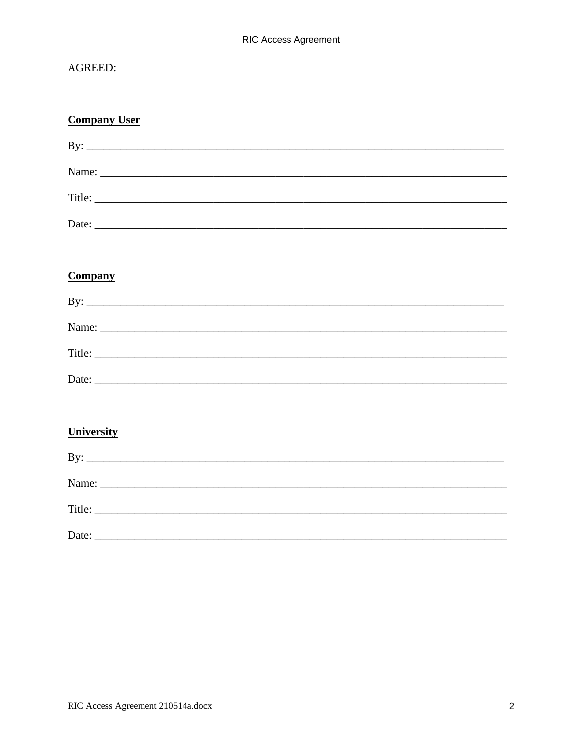AGREED:

**Company User**

By: ___________________________________________________________________________

Name: ________________________________________________________________________

Title: _________________________________________________________________________

Date: _________________________________________________________________________

**Company**

By: ___________________________________________________________________________

Name: ________________________________________________________________________

Title: _________________________________________________________________________

Date: _________________________________________________________________________

**University**

By: ___________________________________________________________________________

Name: ________________________________________________________________________

Title: _________________________________________________________________________

Date: _________________________________________________________________________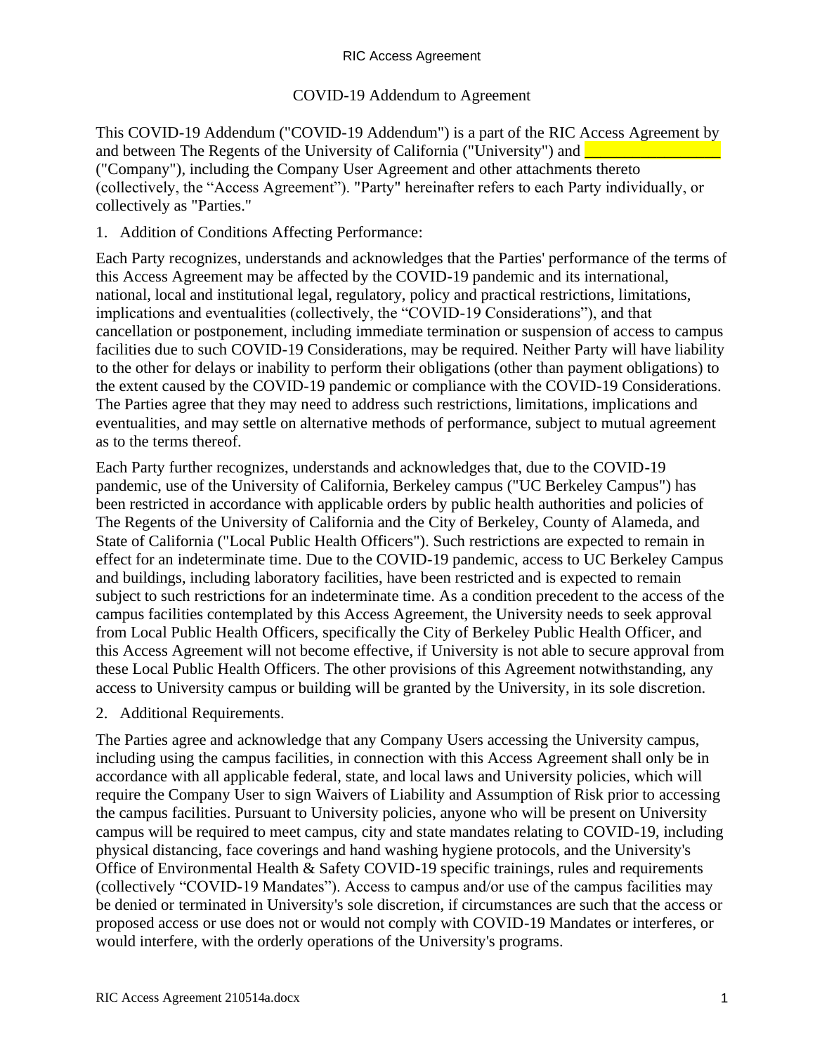# COVID-19 Addendum to Agreement

This COVID-19 Addendum ("COVID-19 Addendum") is a part of the RIC Access Agreement by and between The Regents of the University of California ("University") and ________________ ("Company"), including the Company User Agreement and other attachments thereto (collectively, the "Access Agreement"). "Party" hereinafter refers to each Party individually, or collectively as "Parties."

1. Addition of Conditions Affecting Performance:

Each Party recognizes, understands and acknowledges that the Parties' performance of the terms of this Access Agreement may be affected by the COVID-19 pandemic and its international, national, local and institutional legal, regulatory, policy and practical restrictions, limitations, implications and eventualities (collectively, the "COVID-19 Considerations"), and that cancellation or postponement, including immediate termination or suspension of access to campus facilities due to such COVID-19 Considerations, may be required. Neither Party will have liability to the other for delays or inability to perform their obligations (other than payment obligations) to the extent caused by the COVID-19 pandemic or compliance with the COVID-19 Considerations. The Parties agree that they may need to address such restrictions, limitations, implications and eventualities, and may settle on alternative methods of performance, subject to mutual agreement as to the terms thereof.

Each Party further recognizes, understands and acknowledges that, due to the COVID-19 pandemic, use of the University of California, Berkeley campus ("UC Berkeley Campus") has been restricted in accordance with applicable orders by public health authorities and policies of The Regents of the University of California and the City of Berkeley, County of Alameda, and State of California ("Local Public Health Officers"). Such restrictions are expected to remain in effect for an indeterminate time. Due to the COVID-19 pandemic, access to UC Berkeley Campus and buildings, including laboratory facilities, have been restricted and is expected to remain subject to such restrictions for an indeterminate time. As a condition precedent to the access of the campus facilities contemplated by this Access Agreement, the University needs to seek approval from Local Public Health Officers, specifically the City of Berkeley Public Health Officer, and this Access Agreement will not become effective, if University is not able to secure approval from these Local Public Health Officers. The other provisions of this Agreement notwithstanding, any access to University campus or building will be granted by the University, in its sole discretion.

2. Additional Requirements.

The Parties agree and acknowledge that any Company Users accessing the University campus, including using the campus facilities, in connection with this Access Agreement shall only be in accordance with all applicable federal, state, and local laws and University policies, which will require the Company User to sign Waivers of Liability and Assumption of Risk prior to accessing the campus facilities. Pursuant to University policies, anyone who will be present on University campus will be required to meet campus, city and state mandates relating to COVID-19, including physical distancing, face coverings and hand washing hygiene protocols, and the University's Office of Environmental Health & Safety COVID-19 specific trainings, rules and requirements (collectively "COVID-19 Mandates"). Access to campus and/or use of the campus facilities may be denied or terminated in University's sole discretion, if circumstances are such that the access or proposed access or use does not or would not comply with COVID-19 Mandates or interferes, or would interfere, with the orderly operations of the University's programs.